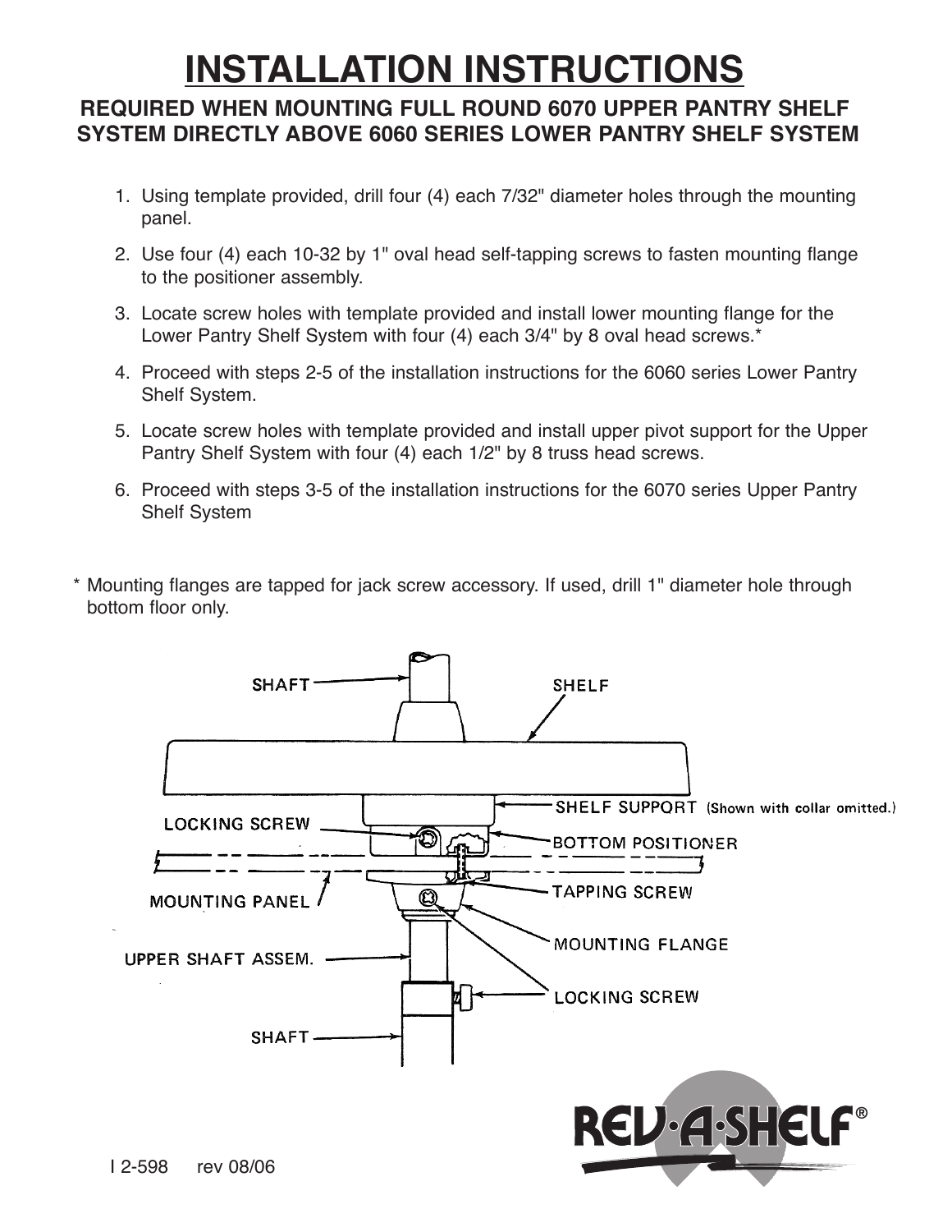# INSTALLATION INSTRUCTIONS

## REQUIRED WHEN MOUNTING FULL ROUND 6070 UPPER PANTRY SHELF SYSTEM DIRECTLY ABOVE 6060 SERIES LOWER PANTRY SHELF SYSTEM

1. Using template provided, drill four (4) each 7/32" diameter holes through the mounting panel.
2. Use four (4) each 10-32 by 1" oval head self-tapping screws to fasten mounting flange to the positioner assembly.
3. Locate screw holes with template provided and install lower mounting flange for the Lower Pantry Shelf System with four (4) each 3/4" by 8 oval head screws.*
4. Proceed with steps 2-5 of the installation instructions for the 6060 series Lower Pantry Shelf System.
5. Locate screw holes with template provided and install upper pivot support for the Upper Pantry Shelf System with four (4) each 1/2" by 8 truss head screws.
6. Proceed with steps 3-5 of the installation instructions for the 6070 series Upper Pantry Shelf System

\* Mounting flanges are tapped for jack screw accessory. If used, drill 1" diameter hole through bottom floor only.

SHAFT
SHELF
SHELF SUPPORT (Shown with collar omitted.)
LOCKING SCREW
BOTTOM POSITIONER
MOUNTING PANEL
TAPPING SCREW
MOUNTING FLANGE
UPPER SHAFT ASSEM.
LOCKING SCREW
SHAFT

REV·A·SHELF®

I 2-598 rev 08/06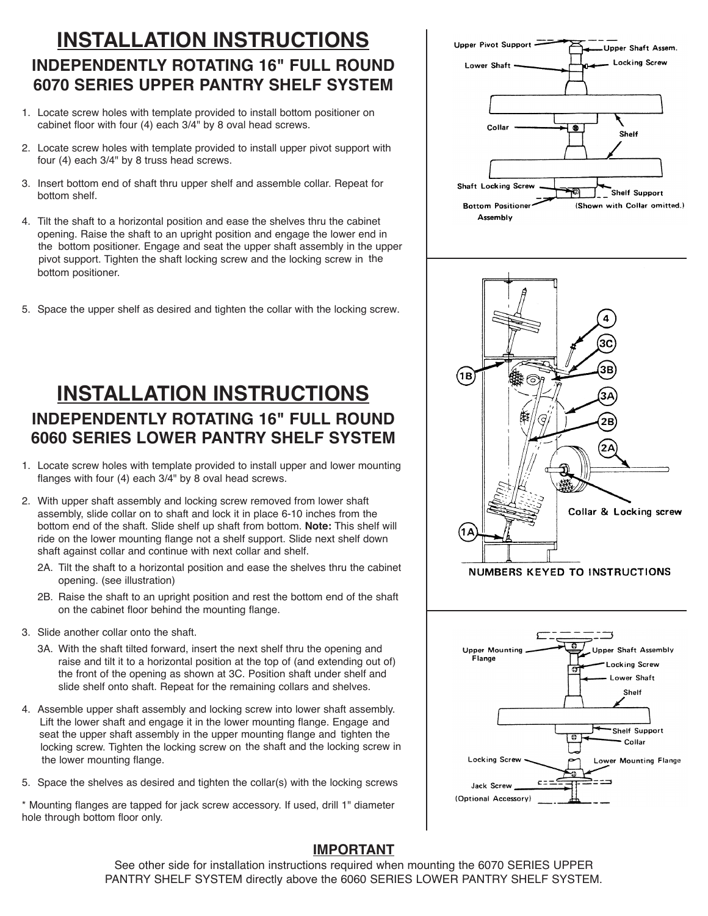# INSTALLATION INSTRUCTIONS

## INDEPENDENTLY ROTATING 16" FULL ROUND 6070 SERIES UPPER PANTRY SHELF SYSTEM

1. Locate screw holes with template provided to install bottom positioner on cabinet floor with four (4) each 3/4" by 8 oval head screws.
2. Locate screw holes with template provided to install upper pivot support with four (4) each 3/4" by 8 truss head screws.
3. Insert bottom end of shaft thru upper shelf and assemble collar. Repeat for bottom shelf.
4. Tilt the shaft to a horizontal position and ease the shelves thru the cabinet opening. Raise the shaft to an upright position and engage the lower end in the bottom positioner. Engage and seat the upper shaft assembly in the upper pivot support. Tighten the shaft locking screw and the locking screw in the bottom positioner.
5. Space the upper shelf as desired and tighten the collar with the locking screw.

Upper Pivot Support
Upper Shaft Assem.
Lower Shaft
Locking Screw
Collar
Shelf
Shaft Locking Screw
Shelf Support
Bottom Positioner Assembly
(Shown with Collar omitted.)

# INSTALLATION INSTRUCTIONS

## INDEPENDENTLY ROTATING 16" FULL ROUND 6060 SERIES LOWER PANTRY SHELF SYSTEM

1. Locate screw holes with template provided to install upper and lower mounting flanges with four (4) each 3/4" by 8 oval head screws.
2. With upper shaft assembly and locking screw removed from lower shaft assembly, slide collar on to shaft and lock it in place 6-10 inches from the bottom end of the shaft. Slide shelf up shaft from bottom. **Note:** This shelf will ride on the lower mounting flange not a shelf support. Slide next shelf down shaft against collar and continue with next collar and shelf.
   - 2A. Tilt the shaft to a horizontal position and ease the shelves thru the cabinet opening. (see illustration)
   - 2B. Raise the shaft to an upright position and rest the bottom end of the shaft on the cabinet floor behind the mounting flange.
3. Slide another collar onto the shaft.
   - 3A. With the shaft tilted forward, insert the next shelf thru the opening and raise and tilt it to a horizontal position at the top of (and extending out of) the front of the opening as shown at 3C. Position shaft under shelf and slide shelf onto shaft. Repeat for the remaining collars and shelves.
4. Assemble upper shaft assembly and locking screw into lower shaft assembly. Lift the lower shaft and engage it in the lower mounting flange. Engage and seat the upper shaft assembly in the upper mounting flange and tighten the locking screw. Tighten the locking screw on the shaft and the locking screw in the lower mounting flange.
5. Space the shelves as desired and tighten the collar(s) with the locking screws

\* Mounting flanges are tapped for jack screw accessory. If used, drill 1" diameter hole through bottom floor only.

4
3C
3B
1B
3A
2B
2A
Collar & Locking screw
1A

NUMBERS KEYED TO INSTRUCTIONS

Upper Mounting Flange
Upper Shaft Assembly
Locking Screw
Lower Shaft
Shelf
Shelf Support
Collar
Locking Screw
Lower Mounting Flange
Jack Screw
(Optional Accessory)

## IMPORTANT

See other side for installation instructions required when mounting the 6070 SERIES UPPER PANTRY SHELF SYSTEM directly above the 6060 SERIES LOWER PANTRY SHELF SYSTEM.